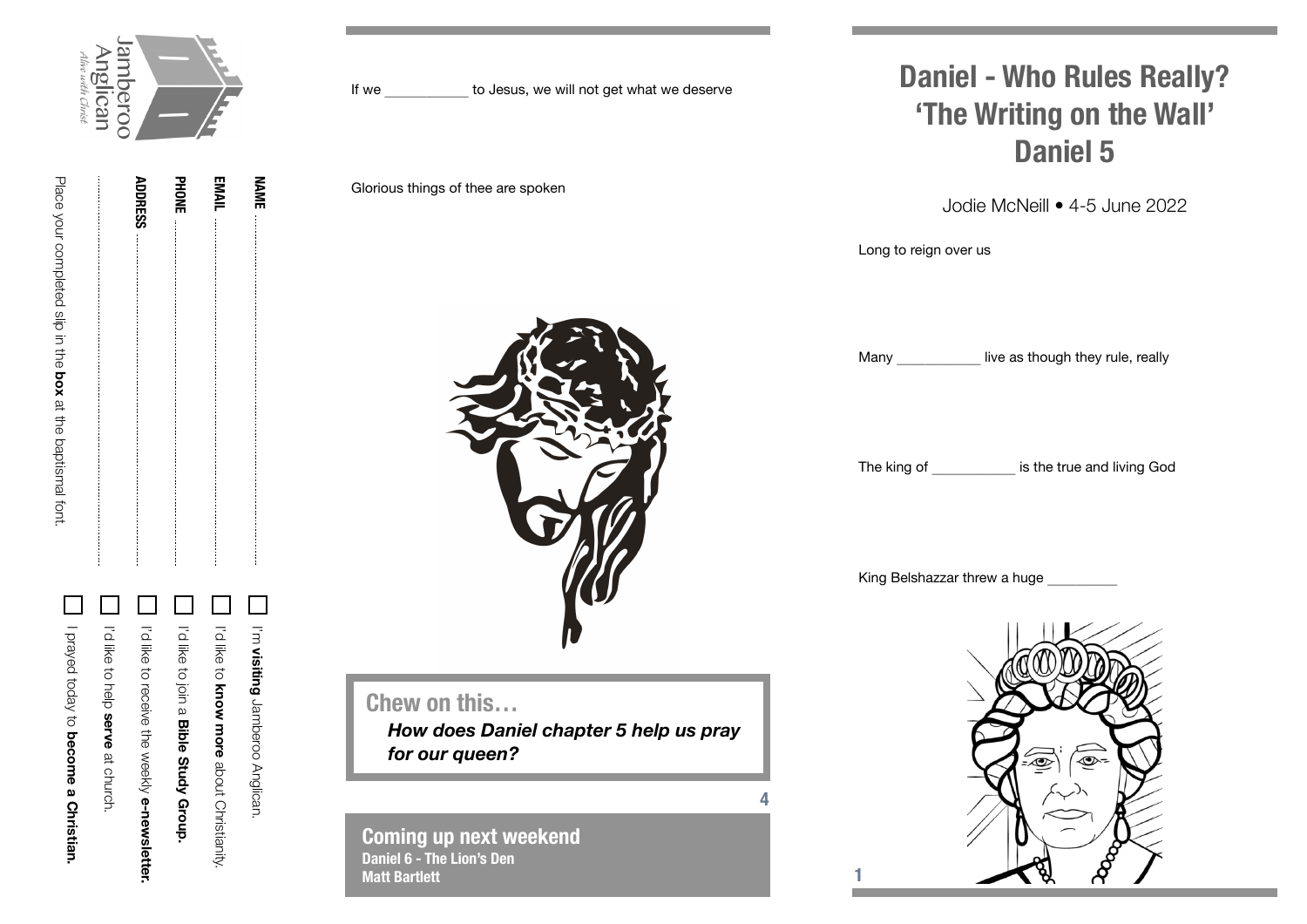Jamberoo Anglican
Alive with Christ

**NAME** ..............................

**EMAIL** ..............................

**PHONE** ..............................

**ADDRESS** ..............................

..............................

..............................

Place your completed slip in the **box** at the baptismal font.

- ☐ I'm **visiting** Jamberoo Anglican.
- ☐ I'd like to **know more** about Christianity.
- ☐ I'd like to join a **Bible Study Group.**
- ☐ I'd like to receive the weekly **e-newsletter.**
- ☐ I'd like to help **serve** at church.
- ☐ I prayed today to **become a Christian.**

If we ___________ to Jesus, we will not get what we deserve

Glorious things of thee are spoken

## Chew on this…

***How does Daniel chapter 5 help us pray for our queen?***

## Coming up next weekend

**Daniel 6 - The Lion's Den**
**Matt Bartlett**

# Daniel - Who Rules Really?
# 'The Writing on the Wall'
# Daniel 5

Jodie McNeill • 4-5 June 2022

Long to reign over us

Many ___________ live as though they rule, really

The king of ___________ is the true and living God

King Belshazzar threw a huge _________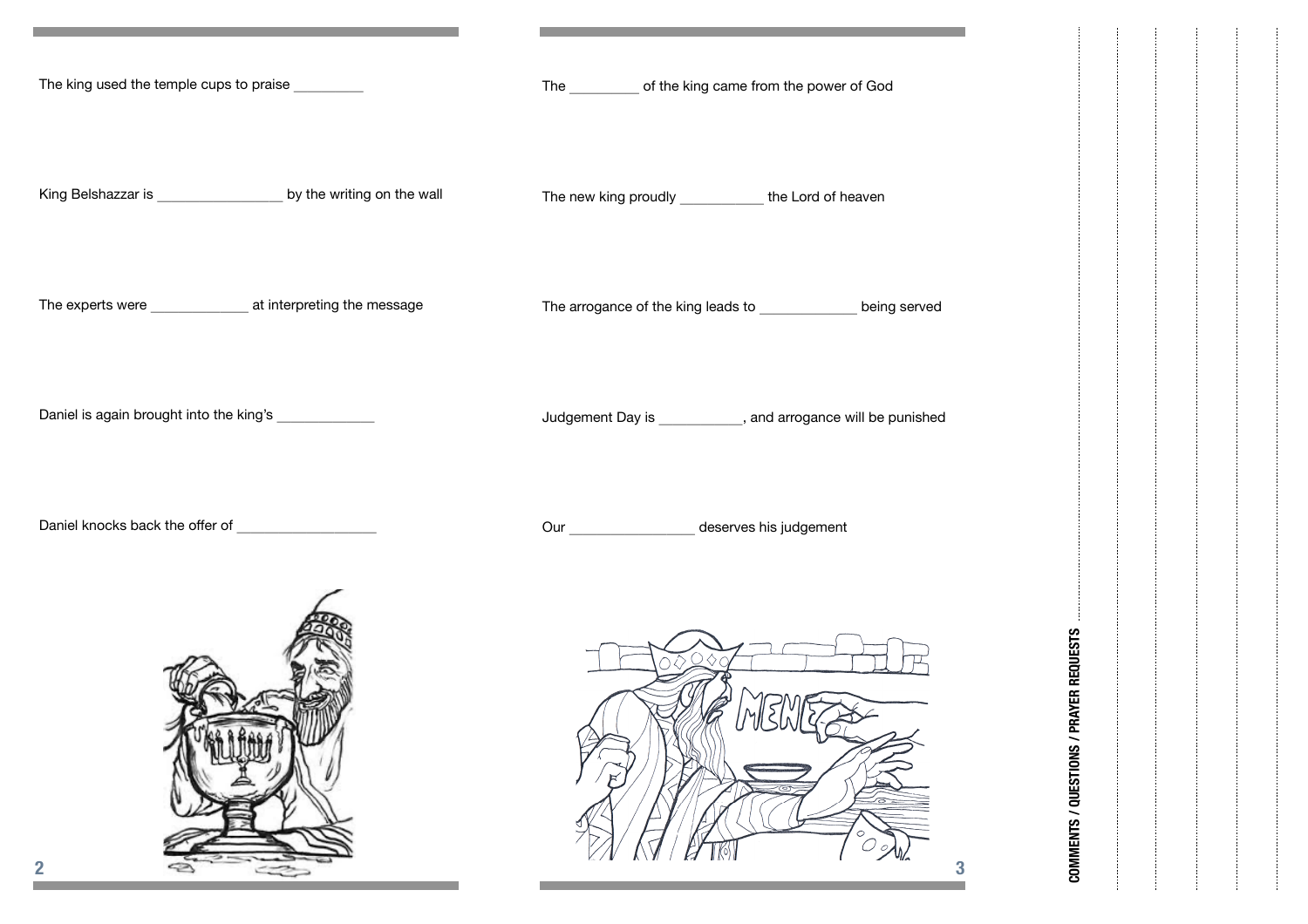The king used the temple cups to praise _________

King Belshazzar is ________________ by the writing on the wall

The experts were _____________ at interpreting the message

Daniel is again brought into the king's _____________

Daniel knocks back the offer of __________________

The _________ of the king came from the power of God

The new king proudly ___________ the Lord of heaven

The arrogance of the king leads to _____________ being served

Judgement Day is ___________, and arrogance will be punished

Our ________________ deserves his judgement

COMMENTS / QUESTIONS / PRAYER REQUESTS